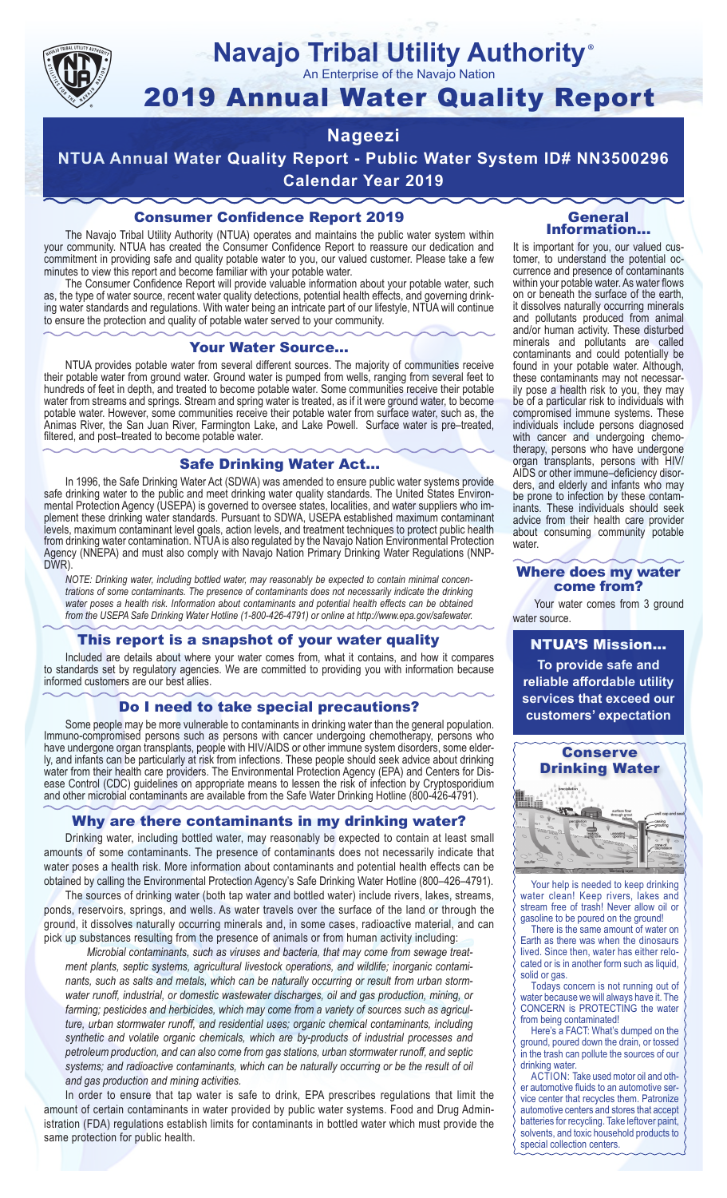# Navajo Tribal Utility Authority®

An Enterprise of the Navajo Nation

# 2019 Annual Water Quality Report

## Nageezi

## NTUA Annual Water Quality Report - Public Water System ID# NN3500296

## Calendar Year 2019

### Consumer Confidence Report 2019

The Navajo Tribal Utility Authority (NTUA) operates and maintains the public water system within your community. NTUA has created the Consumer Confidence Report to reassure our dedication and commitment in providing safe and quality potable water to you, our valued customer. Please take a few minutes to view this report and become familiar with your potable water.

The Consumer Confidence Report will provide valuable information about your potable water, such as, the type of water source, recent water quality detections, potential health effects, and governing drinking water standards and regulations. With water being an intricate part of our lifestyle, NTUA will continue to ensure the protection and quality of potable water served to your community.

### Your Water Source…

NTUA provides potable water from several different sources. The majority of communities receive their potable water from ground water. Ground water is pumped from wells, ranging from several feet to hundreds of feet in depth, and treated to become potable water. Some communities receive their potable water from streams and springs. Stream and spring water is treated, as if it were ground water, to become potable water. However, some communities receive their potable water from surface water, such as, the Animas River, the San Juan River, Farmington Lake, and Lake Powell. Surface water is pre–treated, filtered, and post–treated to become potable water.

### Safe Drinking Water Act…

In 1996, the Safe Drinking Water Act (SDWA) was amended to ensure public water systems provide safe drinking water to the public and meet drinking water quality standards. The United States Environmental Protection Agency (USEPA) is governed to oversee states, localities, and water suppliers who implement these drinking water standards. Pursuant to SDWA, USEPA established maximum contaminant levels, maximum contaminant level goals, action levels, and treatment techniques to protect public health from drinking water contamination. NTUA is also regulated by the Navajo Nation Environmental Protection Agency (NNEPA) and must also comply with Navajo Nation Primary Drinking Water Regulations (NNPDWR).

*NOTE: Drinking water, including bottled water, may reasonably be expected to contain minimal concentrations of some contaminants. The presence of contaminants does not necessarily indicate the drinking water poses a health risk. Information about contaminants and potential health effects can be obtained from the USEPA Safe Drinking Water Hotline (1-800-426-4791) or online at http://www.epa.gov/safewater.*

### This report is a snapshot of your water quality

Included are details about where your water comes from, what it contains, and how it compares to standards set by regulatory agencies. We are committed to providing you with information because informed customers are our best allies.

### Do I need to take special precautions?

Some people may be more vulnerable to contaminants in drinking water than the general population. Immuno-compromised persons such as persons with cancer undergoing chemotherapy, persons who have undergone organ transplants, people with HIV/AIDS or other immune system disorders, some elderly, and infants can be particularly at risk from infections. These people should seek advice about drinking water from their health care providers. The Environmental Protection Agency (EPA) and Centers for Disease Control (CDC) guidelines on appropriate means to lessen the risk of infection by Cryptosporidium and other microbial contaminants are available from the Safe Water Drinking Hotline (800-426-4791).

### Why are there contaminants in my drinking water?

Drinking water, including bottled water, may reasonably be expected to contain at least small amounts of some contaminants. The presence of contaminants does not necessarily indicate that water poses a health risk. More information about contaminants and potential health effects can be obtained by calling the Environmental Protection Agency's Safe Drinking Water Hotline (800–426–4791).

The sources of drinking water (both tap water and bottled water) include rivers, lakes, streams, ponds, reservoirs, springs, and wells. As water travels over the surface of the land or through the ground, it dissolves naturally occurring minerals and, in some cases, radioactive material, and can pick up substances resulting from the presence of animals or from human activity including:

*Microbial contaminants, such as viruses and bacteria, that may come from sewage treatment plants, septic systems, agricultural livestock operations, and wildlife; inorganic contaminants, such as salts and metals, which can be naturally occurring or result from urban stormwater runoff, industrial, or domestic wastewater discharges, oil and gas production, mining, or farming; pesticides and herbicides, which may come from a variety of sources such as agriculture, urban stormwater runoff, and residential uses; organic chemical contaminants, including synthetic and volatile organic chemicals, which are by-products of industrial processes and petroleum production, and can also come from gas stations, urban stormwater runoff, and septic systems; and radioactive contaminants, which can be naturally occurring or be the result of oil and gas production and mining activities.*

In order to ensure that tap water is safe to drink, EPA prescribes regulations that limit the amount of certain contaminants in water provided by public water systems. Food and Drug Administration (FDA) regulations establish limits for contaminants in bottled water which must provide the same protection for public health.

### General Information…

It is important for you, our valued customer, to understand the potential occurrence and presence of contaminants within your potable water. As water flows on or beneath the surface of the earth, it dissolves naturally occurring minerals and pollutants produced from animal and/or human activity. These disturbed minerals and pollutants are called contaminants and could potentially be found in your potable water. Although, these contaminants may not necessarily pose a health risk to you, they may be of a particular risk to individuals with compromised immune systems. These individuals include persons diagnosed with cancer and undergoing chemo-therapy, persons who have undergone organ transplants, persons with HIV/AIDS or other immune–deficiency disorders, and elderly and infants who may be prone to infection by these contaminants. These individuals should seek advice from their health care provider about consuming community potable water.

### Where does my water come from?

Your water comes from 3 ground water source.

### NTUA'S Mission…

**To provide safe and reliable affordable utility services that exceed our customers' expectation**

### Conserve Drinking Water

Your help is needed to keep drinking water clean! Keep rivers, lakes and stream free of trash! Never allow oil or gasoline to be poured on the ground!

There is the same amount of water on Earth as there was when the dinosaurs lived. Since then, water has either relocated or is in another form such as liquid, solid or gas.

Todays concern is not running out of water because we will always have it. The CONCERN is PROTECTING the water from being contaminated!

Here's a FACT: What's dumped on the ground, poured down the drain, or tossed in the trash can pollute the sources of our drinking water.

ACTION: Take used motor oil and other automotive fluids to an automotive service center that recycles them. Patronize automotive centers and stores that accept batteries for recycling. Take leftover paint, solvents, and toxic household products to special collection centers.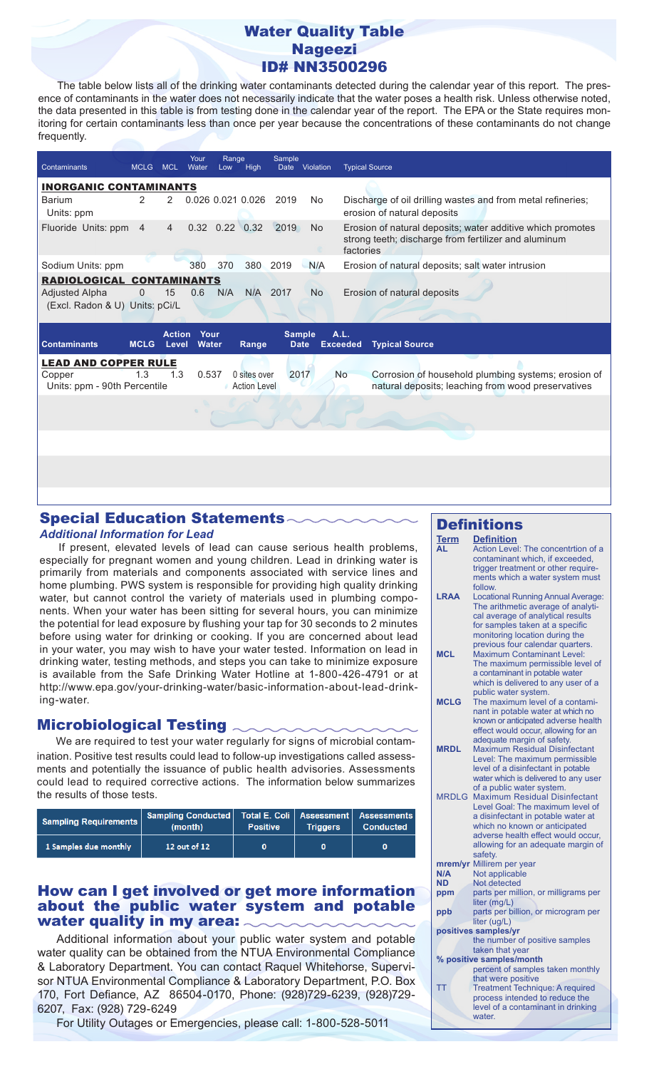# Water Quality Table
# Nageezi
# ID# NN3500296

The table below lists all of the drinking water contaminants detected during the calendar year of this report. The presence of contaminants in the water does not necessarily indicate that the water poses a health risk. Unless otherwise noted, the data presented in this table is from testing done in the calendar year of the report. The EPA or the State requires monitoring for certain contaminants less than once per year because the concentrations of these contaminants do not change frequently.

| Contaminants | MCLG | MCL | Your Water | Range Low | Range High | Sample Date | Violation | Typical Source |
|---|---|---|---|---|---|---|---|---|
| **INORGANIC CONTAMINANTS** | | | | | | | | |
| Barium Units: ppm | 2 | 2 | 0.026 | 0.021 | 0.026 | 2019 | No | Discharge of oil drilling wastes and from metal refineries; erosion of natural deposits |
| Fluoride Units: ppm | 4 | 4 | 0.32 | 0.22 | 0.32 | 2019 | No | Erosion of natural deposits; water additive which promotes strong teeth; discharge from fertilizer and aluminum factories |
| Sodium Units: ppm | | | 380 | 370 | 380 | 2019 | N/A | Erosion of natural deposits; salt water intrusion |
| **RADIOLOGICAL CONTAMINANTS** | | | | | | | | |
| Adjusted Alpha (Excl. Radon & U) Units: pCi/L | 0 | 15 | 0.6 | N/A | N/A | 2017 | No | Erosion of natural deposits |

| Contaminants | MCLG | Action Level | Your Water | Range | Sample Date | A.L. Exceeded | Typical Source |
|---|---|---|---|---|---|---|---|
| **LEAD AND COPPER RULE** | | | | | | | |
| Copper Units: ppm - 90th Percentile | 1.3 | 1.3 | 0.537 | 0 sites over Action Level | 2017 | No | Corrosion of household plumbing systems; erosion of natural deposits; leaching from wood preservatives |

## Special Education Statements

### *Additional Information for Lead*

If present, elevated levels of lead can cause serious health problems, especially for pregnant women and young children. Lead in drinking water is primarily from materials and components associated with service lines and home plumbing. PWS system is responsible for providing high quality drinking water, but cannot control the variety of materials used in plumbing components. When your water has been sitting for several hours, you can minimize the potential for lead exposure by flushing your tap for 30 seconds to 2 minutes before using water for drinking or cooking. If you are concerned about lead in your water, you may wish to have your water tested. Information on lead in drinking water, testing methods, and steps you can take to minimize exposure is available from the Safe Drinking Water Hotline at 1-800-426-4791 or at http://www.epa.gov/your-drinking-water/basic-information-about-lead-drinking-water.

## Microbiological Testing

We are required to test your water regularly for signs of microbial contamination. Positive test results could lead to follow-up investigations called assessments and potentially the issuance of public health advisories. Assessments could lead to required corrective actions. The information below summarizes the results of those tests.

| Sampling Requirements | Sampling Conducted (month) | Total E. Coli Positive | Assessment Triggers | Assessments Conducted |
|---|---|---|---|---|
| 1 Samples due monthly | 12 out of 12 | 0 | 0 | 0 |

## How can I get involved or get more information about the public water system and potable water quality in my area:

Additional information about your public water system and potable water quality can be obtained from the NTUA Environmental Compliance & Laboratory Department. You can contact Raquel Whitehorse, Supervisor NTUA Environmental Compliance & Laboratory Department, P.O. Box 170, Fort Defiance, AZ 86504-0170, Phone: (928)729-6239, (928)729-6207, Fax: (928) 729-6249

For Utility Outages or Emergencies, please call: 1-800-528-5011

## Definitions

| Term | Definition |
|---|---|
| **AL** | Action Level: The concentrtion of a contaminant which, if exceeded, trigger treatment or other requirements which a water system must follow. |
| **LRAA** | Locational Running Annual Average: The arithmetic average of analytical results for samples taken at a specific monitoring location during the previous four calendar quarters. |
| **MCL** | Maximum Contaminant Level: The maximum permissible level of a contaminant in potable water which is delivered to any user of a public water system. |
| **MCLG** | The maximum level of a contaminant in potable water at which no known or anticipated adverse health effect would occur, allowing for an adequate margin of safety. |
| **MRDL** | Maximum Residual Disinfectant Level: The maximum permissible level of a disinfectant in potable water which is delivered to any user of a public water system. |
| **MRDLG** | Maximum Residual Disinfectant Level Goal: The maximum level of a disinfectant in potable water at which no known or anticipated adverse health effect would occur, allowing for an adequate margin of safety. |
| **mrem/yr** | Millirem per year |
| **N/A** | Not applicable |
| **ND** | Not detected |
| **ppm** | parts per million, or milligrams per liter (mg/L) |
| **ppb** | parts per billion, or microgram per liter (ug/L) |
| **positives samples/yr** | the number of positive samples taken that year |
| **% positive samples/month** | percent of samples taken monthly that were positive |
| **TT** | Treatment Technique: A required process intended to reduce the level of a contaminant in drinking water. |